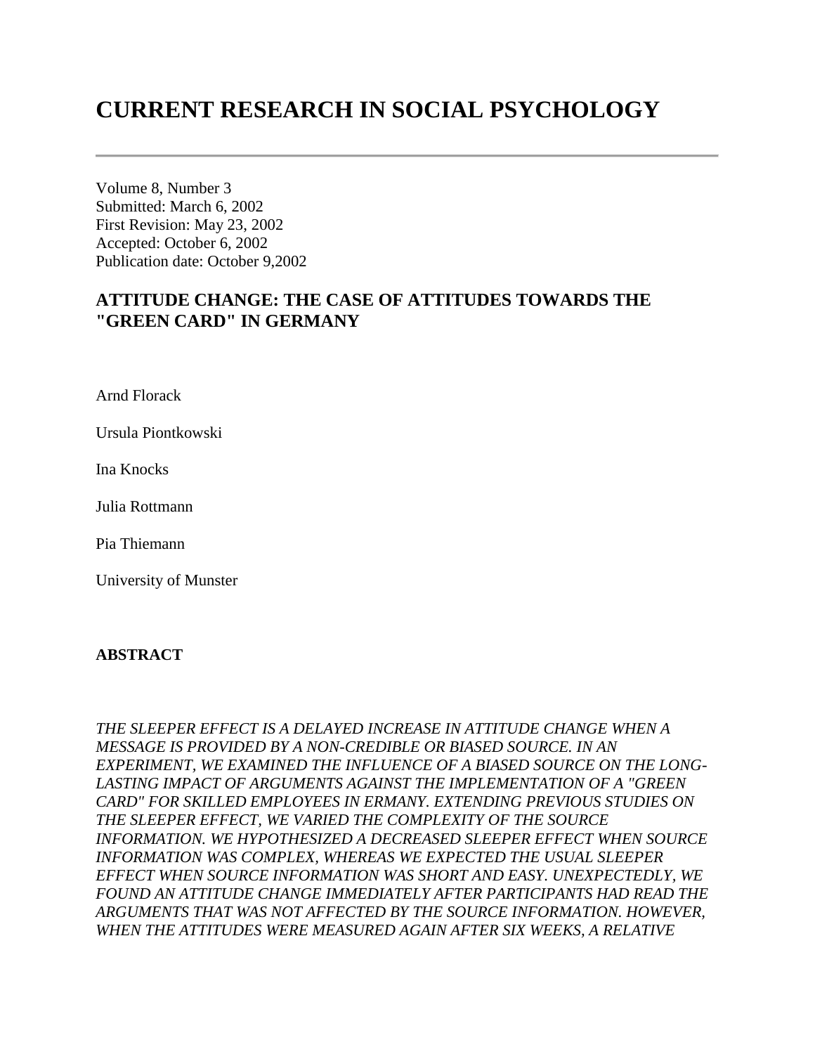# CURRENT RESEARCH IN SOCIAL PSYCHOLOGY

---

Volume 8, Number 3
Submitted: March 6, 2002
First Revision: May 23, 2002
Accepted: October 6, 2002
Publication date: October 9,2002

## ATTITUDE CHANGE: THE CASE OF ATTITUDES TOWARDS THE "GREEN CARD" IN GERMANY

Arnd Florack

Ursula Piontkowski

Ina Knocks

Julia Rottmann

Pia Thiemann

University of Munster

### ABSTRACT

*THE SLEEPER EFFECT IS A DELAYED INCREASE IN ATTITUDE CHANGE WHEN A MESSAGE IS PROVIDED BY A NON-CREDIBLE OR BIASED SOURCE. IN AN EXPERIMENT, WE EXAMINED THE INFLUENCE OF A BIASED SOURCE ON THE LONG-LASTING IMPACT OF ARGUMENTS AGAINST THE IMPLEMENTATION OF A "GREEN CARD" FOR SKILLED EMPLOYEES IN ERMANY. EXTENDING PREVIOUS STUDIES ON THE SLEEPER EFFECT, WE VARIED THE COMPLEXITY OF THE SOURCE INFORMATION. WE HYPOTHESIZED A DECREASED SLEEPER EFFECT WHEN SOURCE INFORMATION WAS COMPLEX, WHEREAS WE EXPECTED THE USUAL SLEEPER EFFECT WHEN SOURCE INFORMATION WAS SHORT AND EASY. UNEXPECTEDLY, WE FOUND AN ATTITUDE CHANGE IMMEDIATELY AFTER PARTICIPANTS HAD READ THE ARGUMENTS THAT WAS NOT AFFECTED BY THE SOURCE INFORMATION. HOWEVER, WHEN THE ATTITUDES WERE MEASURED AGAIN AFTER SIX WEEKS, A RELATIVE*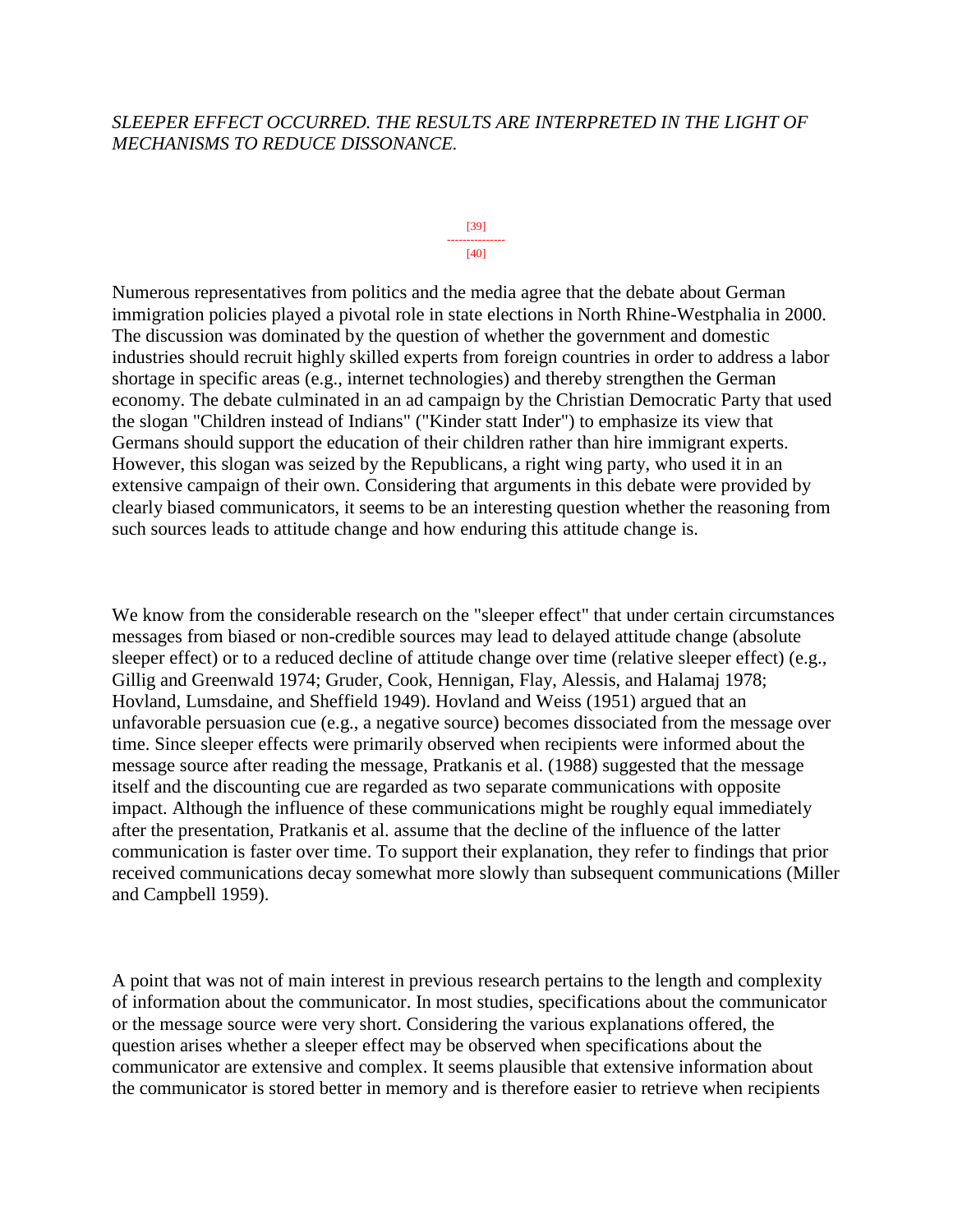*SLEEPER EFFECT OCCURRED. THE RESULTS ARE INTERPRETED IN THE LIGHT OF MECHANISMS TO REDUCE DISSONANCE.*

[39]
---------------
[40]

Numerous representatives from politics and the media agree that the debate about German immigration policies played a pivotal role in state elections in North Rhine-Westphalia in 2000. The discussion was dominated by the question of whether the government and domestic industries should recruit highly skilled experts from foreign countries in order to address a labor shortage in specific areas (e.g., internet technologies) and thereby strengthen the German economy. The debate culminated in an ad campaign by the Christian Democratic Party that used the slogan "Children instead of Indians" ("Kinder statt Inder") to emphasize its view that Germans should support the education of their children rather than hire immigrant experts. However, this slogan was seized by the Republicans, a right wing party, who used it in an extensive campaign of their own. Considering that arguments in this debate were provided by clearly biased communicators, it seems to be an interesting question whether the reasoning from such sources leads to attitude change and how enduring this attitude change is.

We know from the considerable research on the "sleeper effect" that under certain circumstances messages from biased or non-credible sources may lead to delayed attitude change (absolute sleeper effect) or to a reduced decline of attitude change over time (relative sleeper effect) (e.g., Gillig and Greenwald 1974; Gruder, Cook, Hennigan, Flay, Alessis, and Halamaj 1978; Hovland, Lumsdaine, and Sheffield 1949). Hovland and Weiss (1951) argued that an unfavorable persuasion cue (e.g., a negative source) becomes dissociated from the message over time. Since sleeper effects were primarily observed when recipients were informed about the message source after reading the message, Pratkanis et al. (1988) suggested that the message itself and the discounting cue are regarded as two separate communications with opposite impact. Although the influence of these communications might be roughly equal immediately after the presentation, Pratkanis et al. assume that the decline of the influence of the latter communication is faster over time. To support their explanation, they refer to findings that prior received communications decay somewhat more slowly than subsequent communications (Miller and Campbell 1959).

A point that was not of main interest in previous research pertains to the length and complexity of information about the communicator. In most studies, specifications about the communicator or the message source were very short. Considering the various explanations offered, the question arises whether a sleeper effect may be observed when specifications about the communicator are extensive and complex. It seems plausible that extensive information about the communicator is stored better in memory and is therefore easier to retrieve when recipients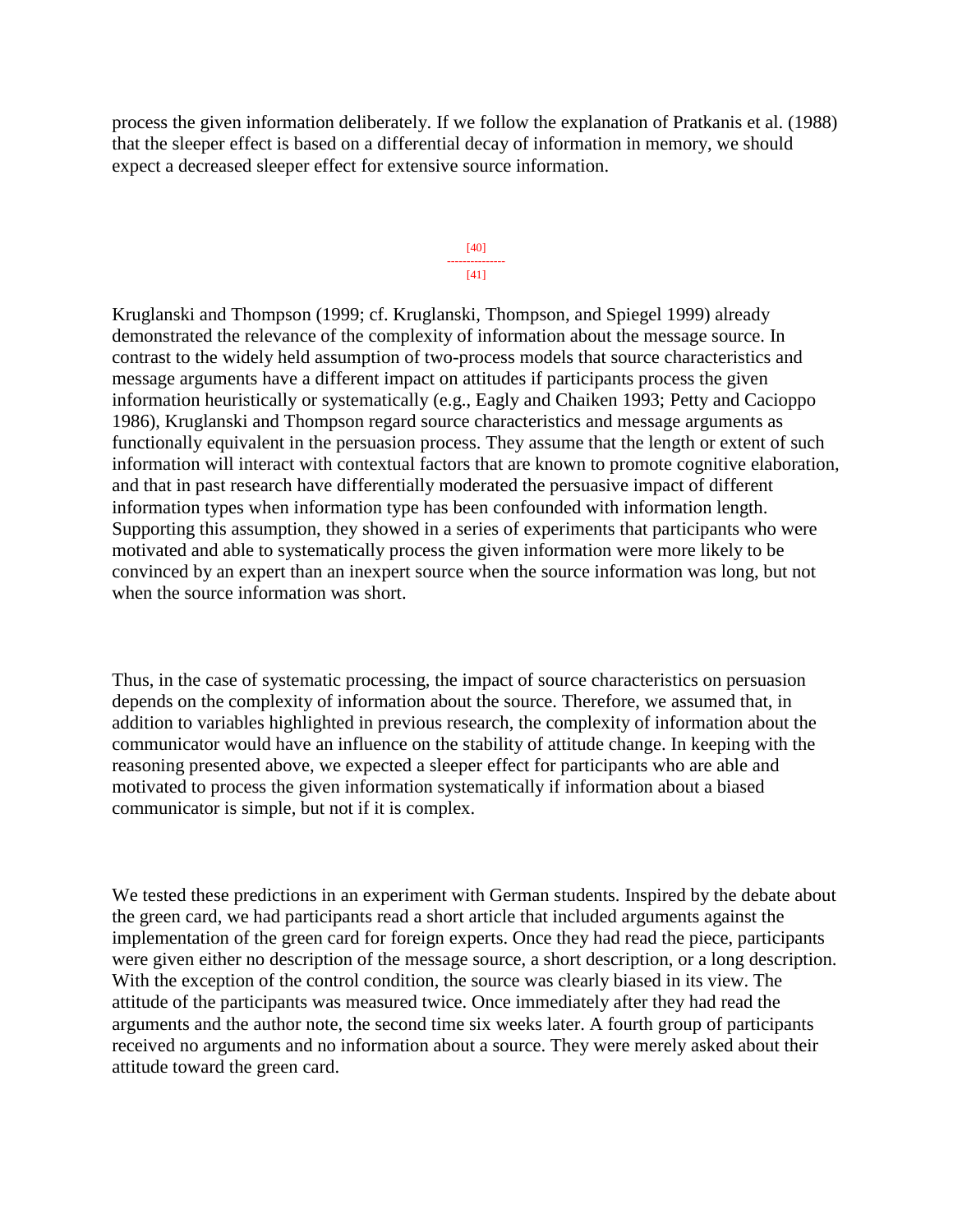process the given information deliberately. If we follow the explanation of Pratkanis et al. (1988) that the sleeper effect is based on a differential decay of information in memory, we should expect a decreased sleeper effect for extensive source information.

Kruglanski and Thompson (1999; cf. Kruglanski, Thompson, and Spiegel 1999) already demonstrated the relevance of the complexity of information about the message source. In contrast to the widely held assumption of two-process models that source characteristics and message arguments have a different impact on attitudes if participants process the given information heuristically or systematically (e.g., Eagly and Chaiken 1993; Petty and Cacioppo 1986), Kruglanski and Thompson regard source characteristics and message arguments as functionally equivalent in the persuasion process. They assume that the length or extent of such information will interact with contextual factors that are known to promote cognitive elaboration, and that in past research have differentially moderated the persuasive impact of different information types when information type has been confounded with information length. Supporting this assumption, they showed in a series of experiments that participants who were motivated and able to systematically process the given information were more likely to be convinced by an expert than an inexpert source when the source information was long, but not when the source information was short.

Thus, in the case of systematic processing, the impact of source characteristics on persuasion depends on the complexity of information about the source. Therefore, we assumed that, in addition to variables highlighted in previous research, the complexity of information about the communicator would have an influence on the stability of attitude change. In keeping with the reasoning presented above, we expected a sleeper effect for participants who are able and motivated to process the given information systematically if information about a biased communicator is simple, but not if it is complex.

We tested these predictions in an experiment with German students. Inspired by the debate about the green card, we had participants read a short article that included arguments against the implementation of the green card for foreign experts. Once they had read the piece, participants were given either no description of the message source, a short description, or a long description. With the exception of the control condition, the source was clearly biased in its view. The attitude of the participants was measured twice. Once immediately after they had read the arguments and the author note, the second time six weeks later. A fourth group of participants received no arguments and no information about a source. They were merely asked about their attitude toward the green card.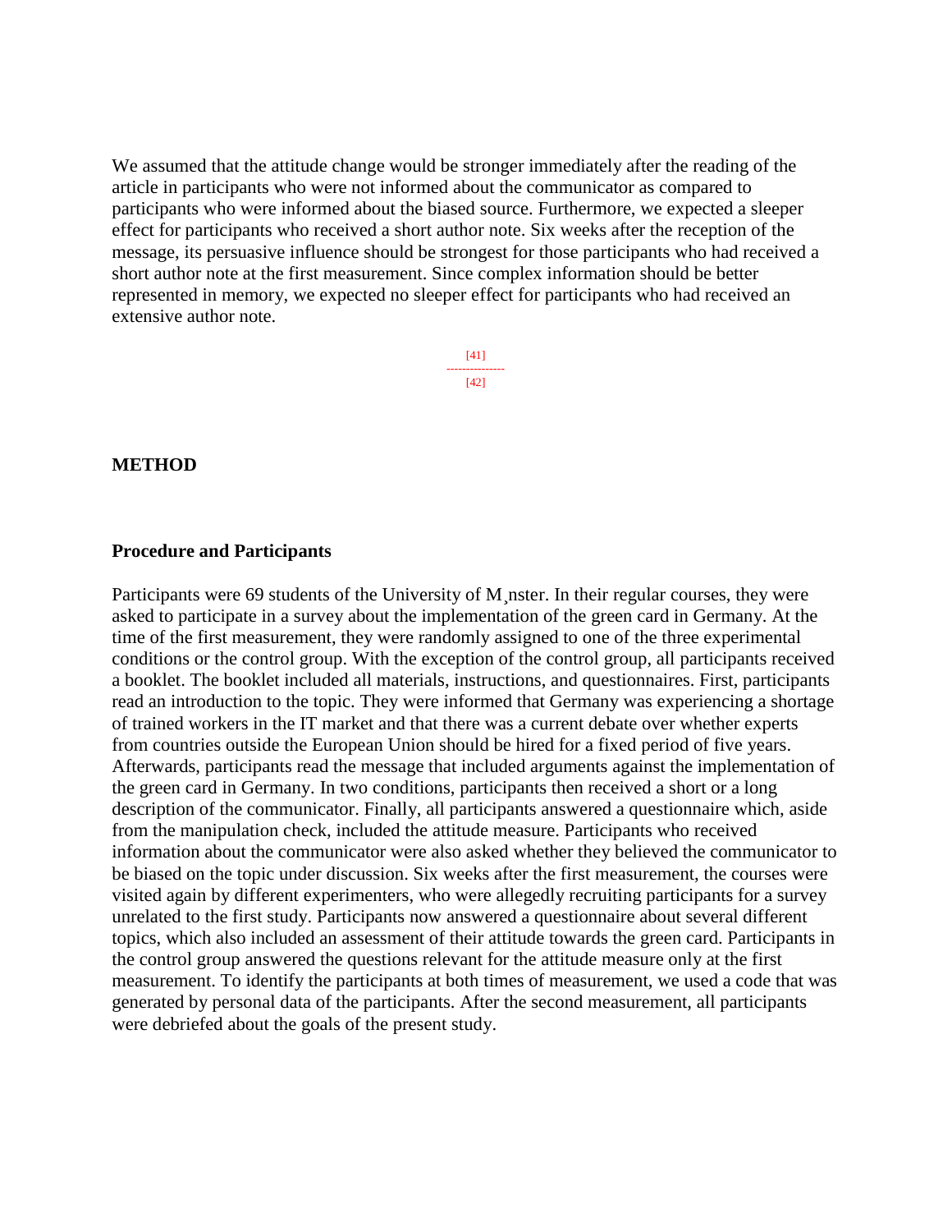We assumed that the attitude change would be stronger immediately after the reading of the article in participants who were not informed about the communicator as compared to participants who were informed about the biased source. Furthermore, we expected a sleeper effect for participants who received a short author note. Six weeks after the reception of the message, its persuasive influence should be strongest for those participants who had received a short author note at the first measurement. Since complex information should be better represented in memory, we expected no sleeper effect for participants who had received an extensive author note.

[41]
---------------
[42]

## METHOD

### Procedure and Participants

Participants were 69 students of the University of M¸nster. In their regular courses, they were asked to participate in a survey about the implementation of the green card in Germany. At the time of the first measurement, they were randomly assigned to one of the three experimental conditions or the control group. With the exception of the control group, all participants received a booklet. The booklet included all materials, instructions, and questionnaires. First, participants read an introduction to the topic. They were informed that Germany was experiencing a shortage of trained workers in the IT market and that there was a current debate over whether experts from countries outside the European Union should be hired for a fixed period of five years. Afterwards, participants read the message that included arguments against the implementation of the green card in Germany. In two conditions, participants then received a short or a long description of the communicator. Finally, all participants answered a questionnaire which, aside from the manipulation check, included the attitude measure. Participants who received information about the communicator were also asked whether they believed the communicator to be biased on the topic under discussion. Six weeks after the first measurement, the courses were visited again by different experimenters, who were allegedly recruiting participants for a survey unrelated to the first study. Participants now answered a questionnaire about several different topics, which also included an assessment of their attitude towards the green card. Participants in the control group answered the questions relevant for the attitude measure only at the first measurement. To identify the participants at both times of measurement, we used a code that was generated by personal data of the participants. After the second measurement, all participants were debriefed about the goals of the present study.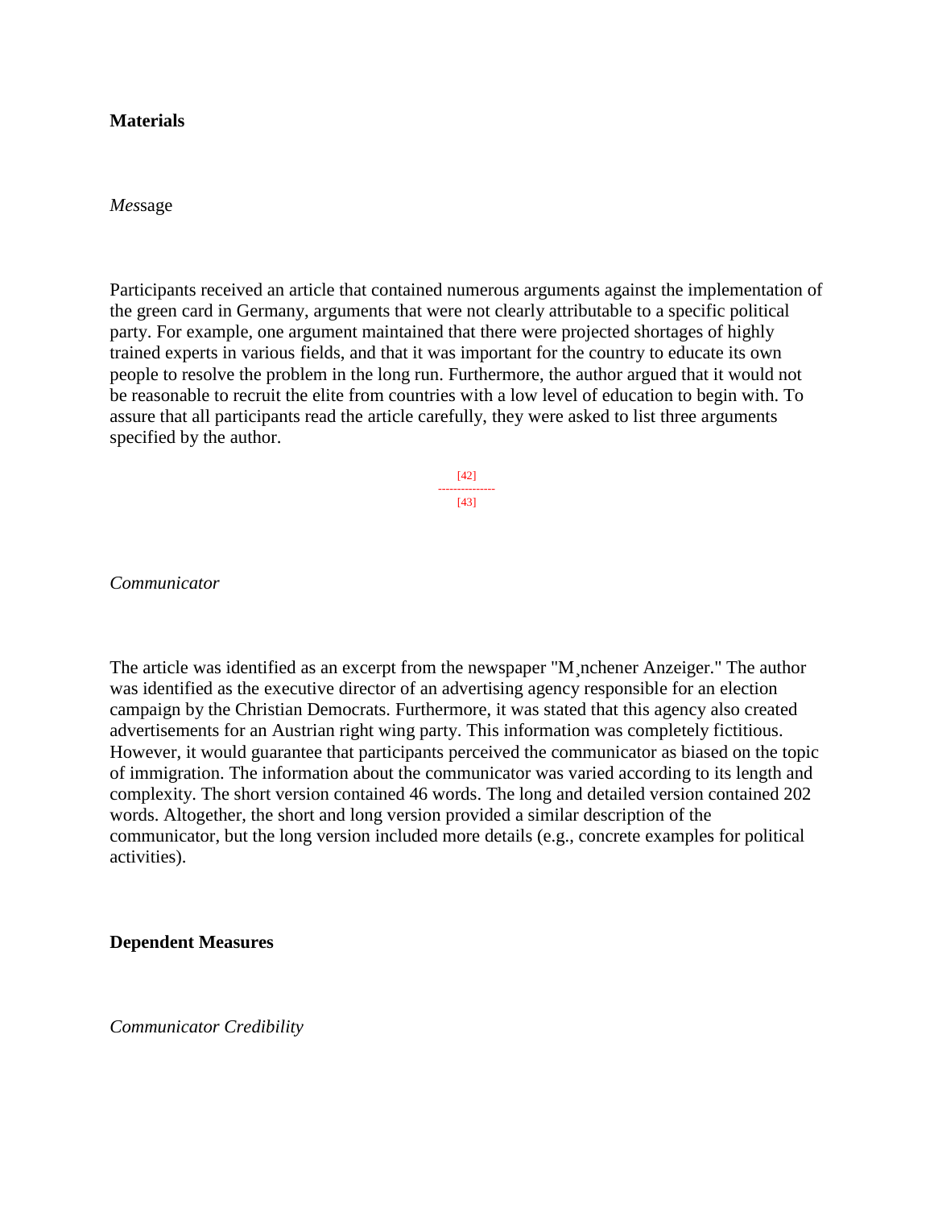**Materials**

*Mes*sage

Participants received an article that contained numerous arguments against the implementation of the green card in Germany, arguments that were not clearly attributable to a specific political party. For example, one argument maintained that there were projected shortages of highly trained experts in various fields, and that it was important for the country to educate its own people to resolve the problem in the long run. Furthermore, the author argued that it would not be reasonable to recruit the elite from countries with a low level of education to begin with. To assure that all participants read the article carefully, they were asked to list three arguments specified by the author.

*Communicator*

The article was identified as an excerpt from the newspaper "M¸nchener Anzeiger." The author was identified as the executive director of an advertising agency responsible for an election campaign by the Christian Democrats. Furthermore, it was stated that this agency also created advertisements for an Austrian right wing party. This information was completely fictitious. However, it would guarantee that participants perceived the communicator as biased on the topic of immigration. The information about the communicator was varied according to its length and complexity. The short version contained 46 words. The long and detailed version contained 202 words. Altogether, the short and long version provided a similar description of the communicator, but the long version included more details (e.g., concrete examples for political activities).

**Dependent Measures**

*Communicator Credibility*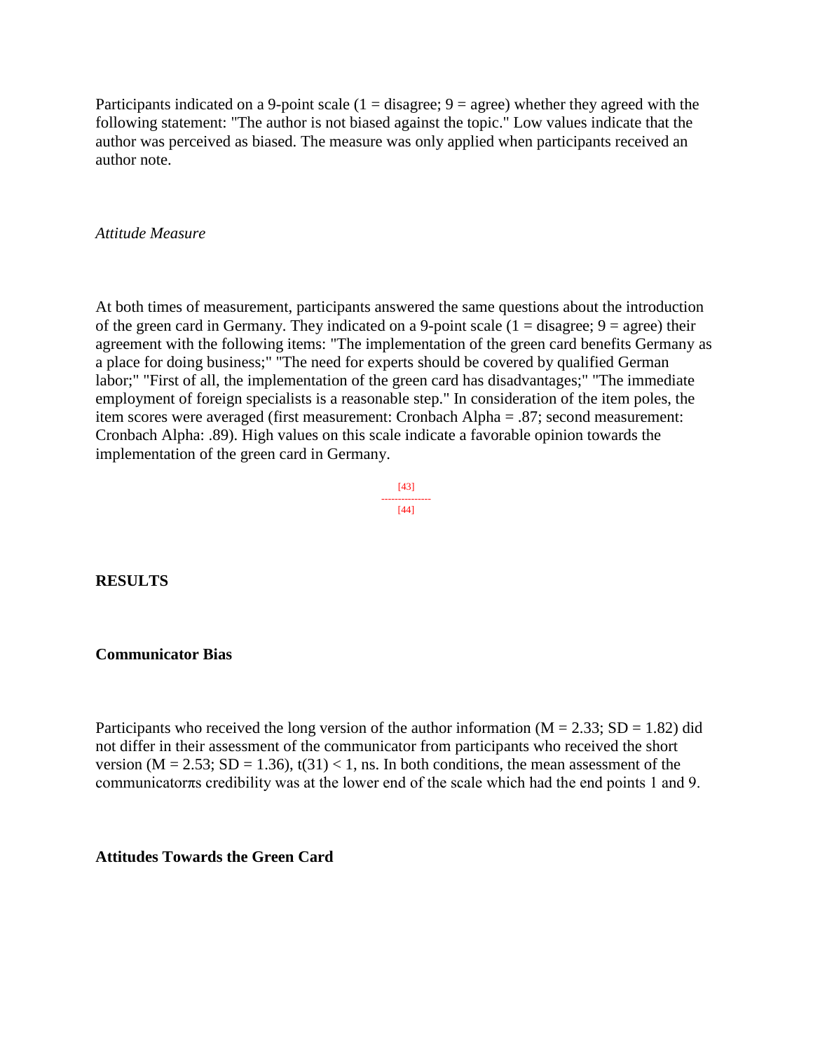Participants indicated on a 9-point scale (1 = disagree; 9 = agree) whether they agreed with the following statement: "The author is not biased against the topic." Low values indicate that the author was perceived as biased. The measure was only applied when participants received an author note.

*Attitude Measure*

At both times of measurement, participants answered the same questions about the introduction of the green card in Germany. They indicated on a 9-point scale (1 = disagree; 9 = agree) their agreement with the following items: "The implementation of the green card benefits Germany as a place for doing business;" "The need for experts should be covered by qualified German labor;" "First of all, the implementation of the green card has disadvantages;" "The immediate employment of foreign specialists is a reasonable step." In consideration of the item poles, the item scores were averaged (first measurement: Cronbach Alpha = .87; second measurement: Cronbach Alpha: .89). High values on this scale indicate a favorable opinion towards the implementation of the green card in Germany.

## RESULTS

### Communicator Bias

Participants who received the long version of the author information ($M = 2.33$; $SD = 1.82$) did not differ in their assessment of the communicator from participants who received the short version ($M = 2.53$; $SD = 1.36$), $t(31) < 1$, ns. In both conditions, the mean assessment of the communicatorπs credibility was at the lower end of the scale which had the end points 1 and 9.

### Attitudes Towards the Green Card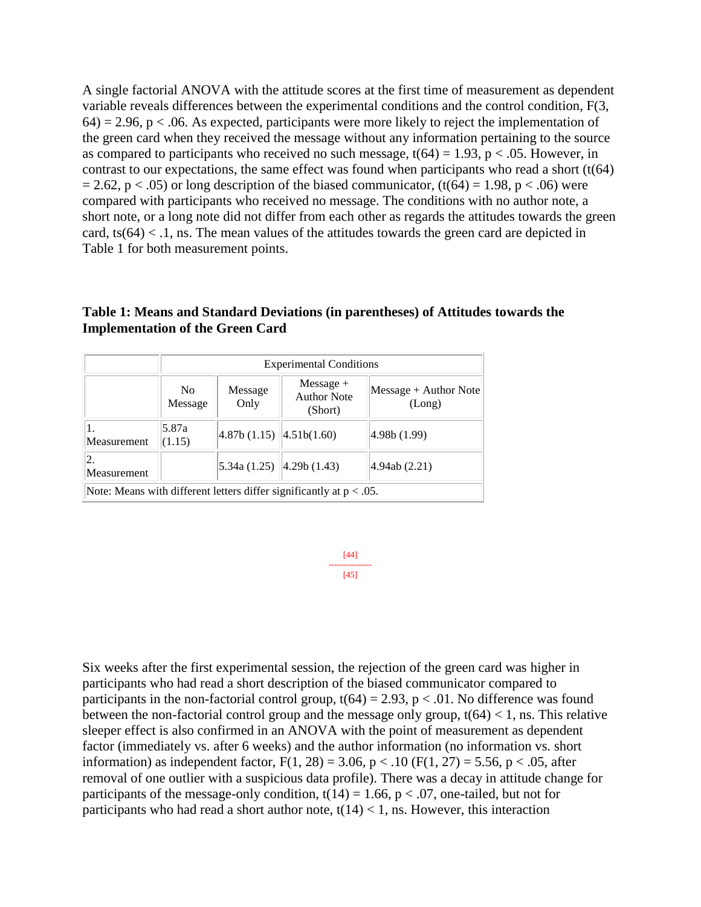A single factorial ANOVA with the attitude scores at the first time of measurement as dependent variable reveals differences between the experimental conditions and the control condition, $F(3, 64) = 2.96$, $p < .06$. As expected, participants were more likely to reject the implementation of the green card when they received the message without any information pertaining to the source as compared to participants who received no such message, $t(64) = 1.93$, $p < .05$. However, in contrast to our expectations, the same effect was found when participants who read a short ($t(64) = 2.62$, $p < .05$) or long description of the biased communicator, ($t(64) = 1.98$, $p < .06$) were compared with participants who received no message. The conditions with no author note, a short note, or a long note did not differ from each other as regards the attitudes towards the green card, $ts(64) < .1$, ns. The mean values of the attitudes towards the green card are depicted in Table 1 for both measurement points.

**Table 1: Means and Standard Deviations (in parentheses) of Attitudes towards the Implementation of the Green Card**

| | Experimental Conditions | | | |
|---|---|---|---|---|
| | No Message | Message Only | Message + Author Note (Short) | Message + Author Note (Long) |
| 1. Measurement | 5.87a (1.15) | 4.87b (1.15) | 4.51b(1.60) | 4.98b (1.99) |
| 2. Measurement | | 5.34a (1.25) | 4.29b (1.43) | 4.94ab (2.21) |
| Note: Means with different letters differ significantly at $p < .05$. | | | | |

[44]
---------------
[45]

Six weeks after the first experimental session, the rejection of the green card was higher in participants who had read a short description of the biased communicator compared to participants in the non-factorial control group, $t(64) = 2.93$, $p < .01$. No difference was found between the non-factorial control group and the message only group, $t(64) < 1$, ns. This relative sleeper effect is also confirmed in an ANOVA with the point of measurement as dependent factor (immediately vs. after 6 weeks) and the author information (no information vs. short information) as independent factor, $F(1, 28) = 3.06$, $p < .10$ ($F(1, 27) = 5.56$, $p < .05$, after removal of one outlier with a suspicious data profile). There was a decay in attitude change for participants of the message-only condition, $t(14) = 1.66$, $p < .07$, one-tailed, but not for participants who had read a short author note, $t(14) < 1$, ns. However, this interaction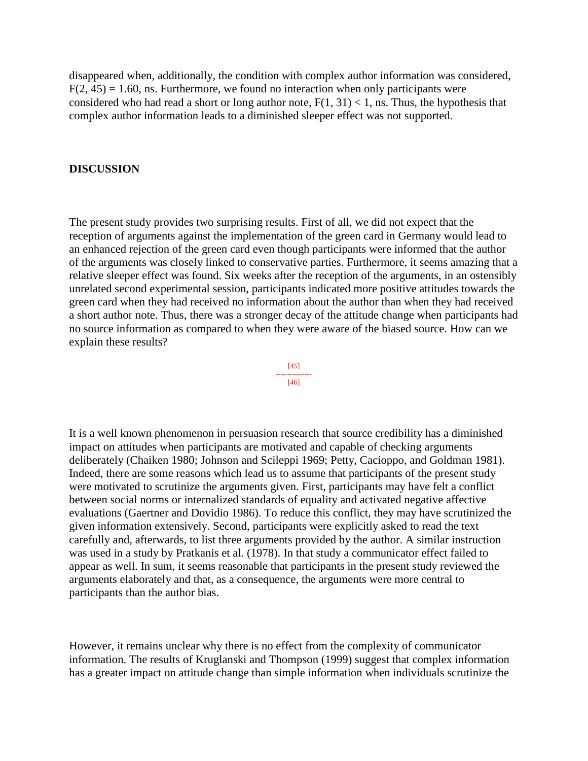disappeared when, additionally, the condition with complex author information was considered, $F(2, 45) = 1.60$, ns. Furthermore, we found no interaction when only participants were considered who had read a short or long author note, $F(1, 31) < 1$, ns. Thus, the hypothesis that complex author information leads to a diminished sleeper effect was not supported.

## DISCUSSION

The present study provides two surprising results. First of all, we did not expect that the reception of arguments against the implementation of the green card in Germany would lead to an enhanced rejection of the green card even though participants were informed that the author of the arguments was closely linked to conservative parties. Furthermore, it seems amazing that a relative sleeper effect was found. Six weeks after the reception of the arguments, in an ostensibly unrelated second experimental session, participants indicated more positive attitudes towards the green card when they had received no information about the author than when they had received a short author note. Thus, there was a stronger decay of the attitude change when participants had no source information as compared to when they were aware of the biased source. How can we explain these results?

It is a well known phenomenon in persuasion research that source credibility has a diminished impact on attitudes when participants are motivated and capable of checking arguments deliberately (Chaiken 1980; Johnson and Scileppi 1969; Petty, Cacioppo, and Goldman 1981). Indeed, there are some reasons which lead us to assume that participants of the present study were motivated to scrutinize the arguments given. First, participants may have felt a conflict between social norms or internalized standards of equality and activated negative affective evaluations (Gaertner and Dovidio 1986). To reduce this conflict, they may have scrutinized the given information extensively. Second, participants were explicitly asked to read the text carefully and, afterwards, to list three arguments provided by the author. A similar instruction was used in a study by Pratkanis et al. (1978). In that study a communicator effect failed to appear as well. In sum, it seems reasonable that participants in the present study reviewed the arguments elaborately and that, as a consequence, the arguments were more central to participants than the author bias.

However, it remains unclear why there is no effect from the complexity of communicator information. The results of Kruglanski and Thompson (1999) suggest that complex information has a greater impact on attitude change than simple information when individuals scrutinize the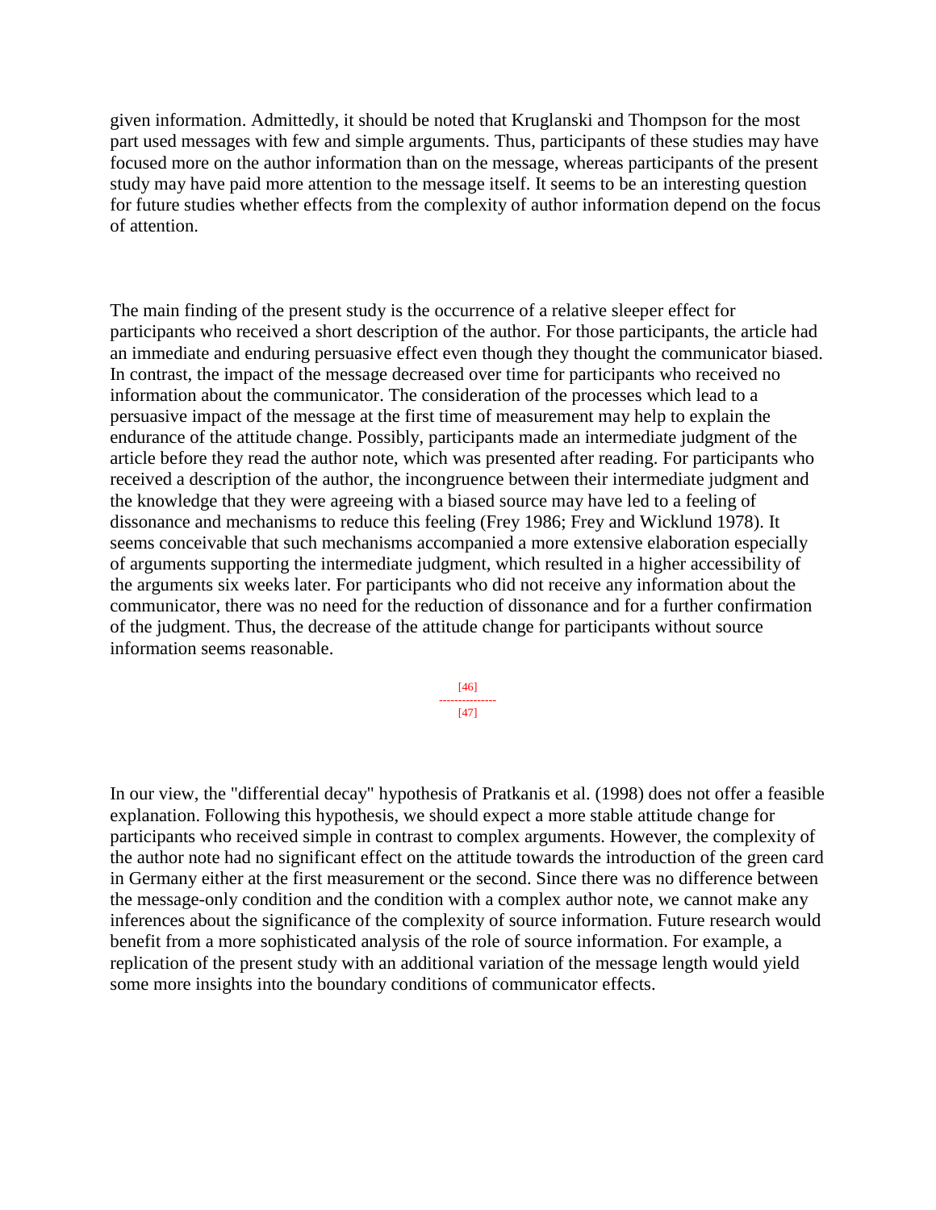given information. Admittedly, it should be noted that Kruglanski and Thompson for the most part used messages with few and simple arguments. Thus, participants of these studies may have focused more on the author information than on the message, whereas participants of the present study may have paid more attention to the message itself. It seems to be an interesting question for future studies whether effects from the complexity of author information depend on the focus of attention.

The main finding of the present study is the occurrence of a relative sleeper effect for participants who received a short description of the author. For those participants, the article had an immediate and enduring persuasive effect even though they thought the communicator biased. In contrast, the impact of the message decreased over time for participants who received no information about the communicator. The consideration of the processes which lead to a persuasive impact of the message at the first time of measurement may help to explain the endurance of the attitude change. Possibly, participants made an intermediate judgment of the article before they read the author note, which was presented after reading. For participants who received a description of the author, the incongruence between their intermediate judgment and the knowledge that they were agreeing with a biased source may have led to a feeling of dissonance and mechanisms to reduce this feeling (Frey 1986; Frey and Wicklund 1978). It seems conceivable that such mechanisms accompanied a more extensive elaboration especially of arguments supporting the intermediate judgment, which resulted in a higher accessibility of the arguments six weeks later. For participants who did not receive any information about the communicator, there was no need for the reduction of dissonance and for a further confirmation of the judgment. Thus, the decrease of the attitude change for participants without source information seems reasonable.

In our view, the "differential decay" hypothesis of Pratkanis et al. (1998) does not offer a feasible explanation. Following this hypothesis, we should expect a more stable attitude change for participants who received simple in contrast to complex arguments. However, the complexity of the author note had no significant effect on the attitude towards the introduction of the green card in Germany either at the first measurement or the second. Since there was no difference between the message-only condition and the condition with a complex author note, we cannot make any inferences about the significance of the complexity of source information. Future research would benefit from a more sophisticated analysis of the role of source information. For example, a replication of the present study with an additional variation of the message length would yield some more insights into the boundary conditions of communicator effects.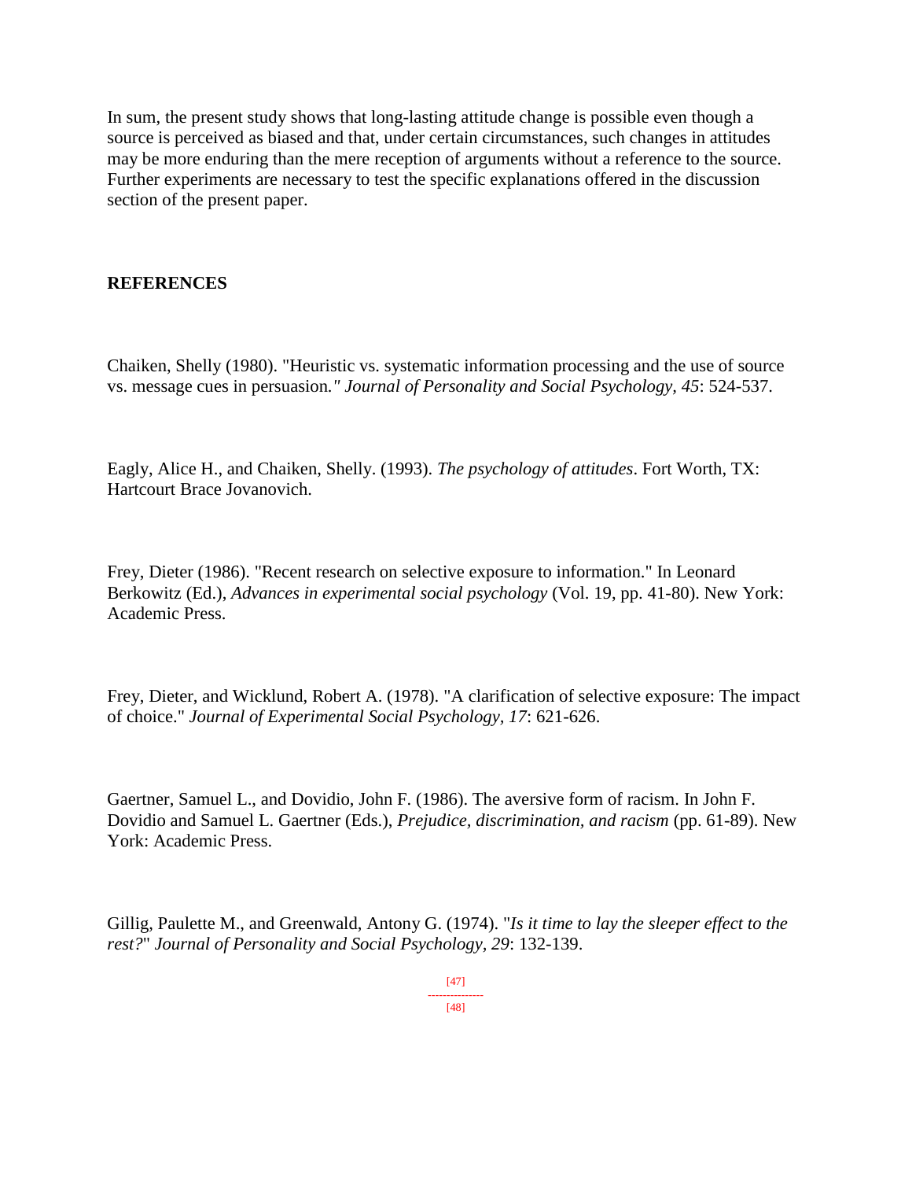In sum, the present study shows that long-lasting attitude change is possible even though a source is perceived as biased and that, under certain circumstances, such changes in attitudes may be more enduring than the mere reception of arguments without a reference to the source. Further experiments are necessary to test the specific explanations offered in the discussion section of the present paper.

**REFERENCES**

Chaiken, Shelly (1980). "Heuristic vs. systematic information processing and the use of source vs. message cues in persuasion*." Journal of Personality and Social Psychology, 45*: 524-537.

Eagly, Alice H., and Chaiken, Shelly. (1993). *The psychology of attitudes*. Fort Worth, TX: Hartcourt Brace Jovanovich.

Frey, Dieter (1986). "Recent research on selective exposure to information." In Leonard Berkowitz (Ed.), *Advances in experimental social psychology* (Vol. 19, pp. 41-80). New York: Academic Press.

Frey, Dieter, and Wicklund, Robert A. (1978). "A clarification of selective exposure: The impact of choice." *Journal of Experimental Social Psychology, 17*: 621-626.

Gaertner, Samuel L., and Dovidio, John F. (1986). The aversive form of racism. In John F. Dovidio and Samuel L. Gaertner (Eds.), *Prejudice, discrimination, and racism* (pp. 61-89). New York: Academic Press.

Gillig, Paulette M., and Greenwald, Antony G. (1974). "*Is it time to lay the sleeper effect to the rest?*" *Journal of Personality and Social Psychology*, *29*: 132-139.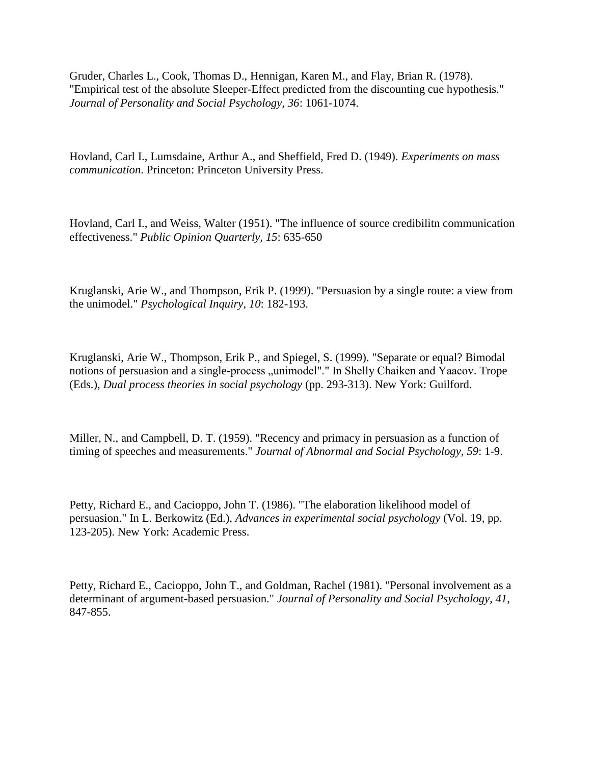Gruder, Charles L., Cook, Thomas D., Hennigan, Karen M., and Flay, Brian R. (1978). "Empirical test of the absolute Sleeper-Effect predicted from the discounting cue hypothesis." *Journal of Personality and Social Psychology, 36*: 1061-1074.

Hovland, Carl I., Lumsdaine, Arthur A., and Sheffield, Fred D. (1949). *Experiments on mass communication*. Princeton: Princeton University Press.

Hovland, Carl I., and Weiss, Walter (1951). "The influence of source credibilitn communication effectiveness." *Public Opinion Quarterly, 15*: 635-650

Kruglanski, Arie W., and Thompson, Erik P. (1999). "Persuasion by a single route: a view from the unimodel." *Psychological Inquiry, 10*: 182-193.

Kruglanski, Arie W., Thompson, Erik P., and Spiegel, S. (1999). "Separate or equal? Bimodal notions of persuasion and a single-process „unimodel"." In Shelly Chaiken and Yaacov. Trope (Eds.), *Dual process theories in social psychology* (pp. 293-313). New York: Guilford.

Miller, N., and Campbell, D. T. (1959). "Recency and primacy in persuasion as a function of timing of speeches and measurements." *Journal of Abnormal and Social Psychology, 59*: 1-9.

Petty, Richard E., and Cacioppo, John T. (1986). "The elaboration likelihood model of persuasion." In L. Berkowitz (Ed.), *Advances in experimental social psychology* (Vol. 19, pp. 123-205). New York: Academic Press.

Petty, Richard E., Cacioppo, John T., and Goldman, Rachel (1981). "Personal involvement as a determinant of argument-based persuasion." *Journal of Personality and Social Psychology, 41*, 847-855.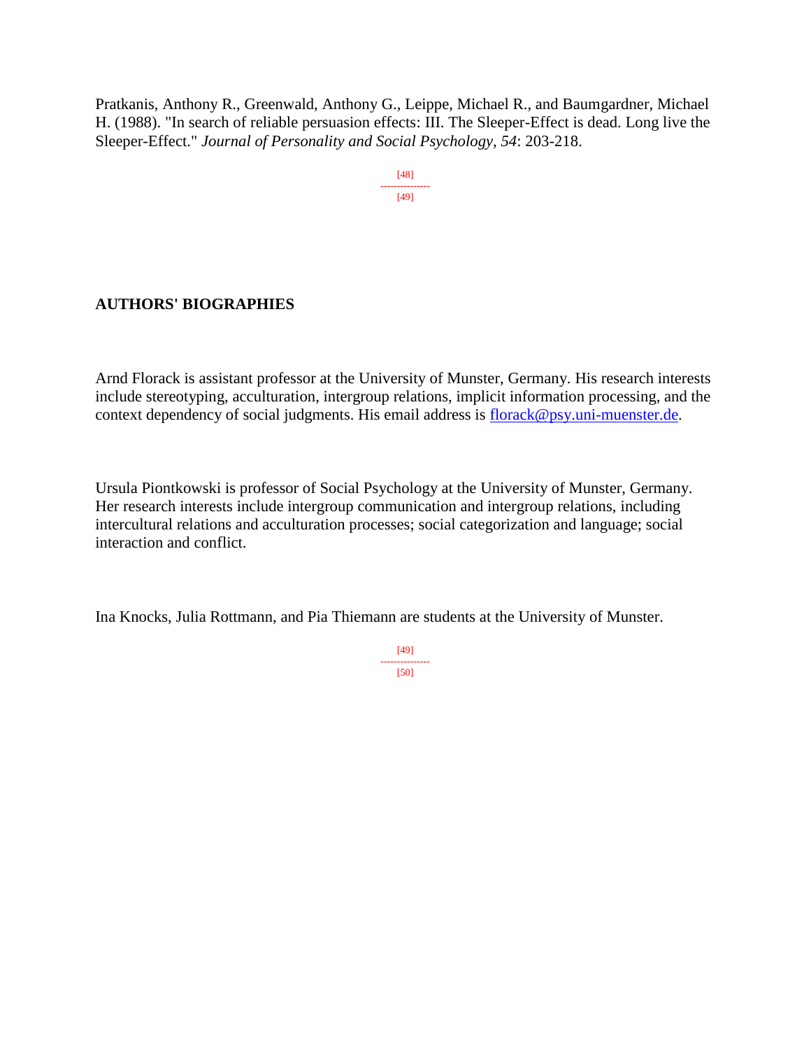Pratkanis, Anthony R., Greenwald, Anthony G., Leippe, Michael R., and Baumgardner, Michael H. (1988). "In search of reliable persuasion effects: III. The Sleeper-Effect is dead. Long live the Sleeper-Effect." *Journal of Personality and Social Psychology*, *54*: 203-218.

## AUTHORS' BIOGRAPHIES

Arnd Florack is assistant professor at the University of Munster, Germany. His research interests include stereotyping, acculturation, intergroup relations, implicit information processing, and the context dependency of social judgments. His email address is florack@psy.uni-muenster.de.

Ursula Piontkowski is professor of Social Psychology at the University of Munster, Germany. Her research interests include intergroup communication and intergroup relations, including intercultural relations and acculturation processes; social categorization and language; social interaction and conflict.

Ina Knocks, Julia Rottmann, and Pia Thiemann are students at the University of Munster.